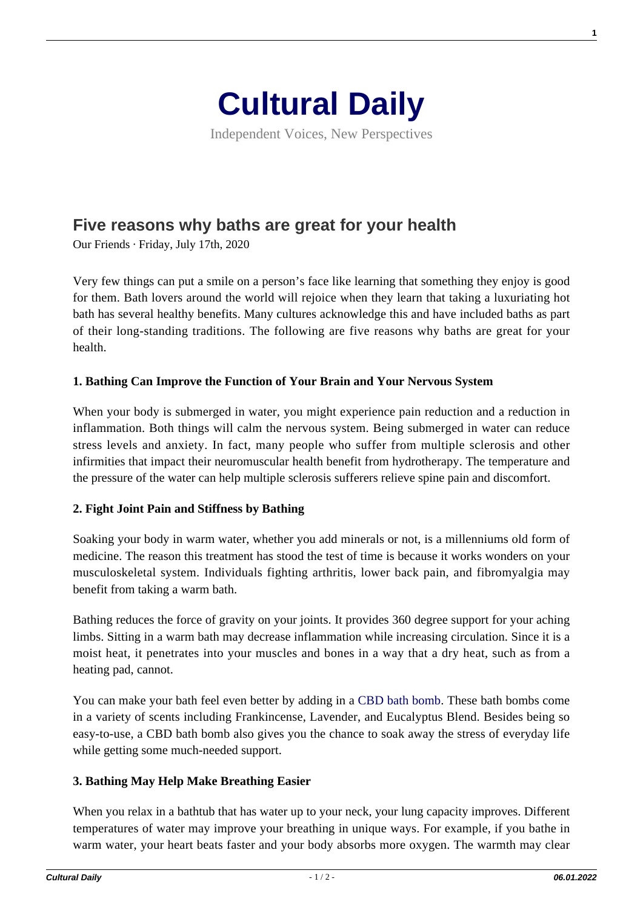# Cultural Daily

Independent Voices, New Perspectives

## Five reasons why baths are great for your health

Our Friends · Friday, July 17th, 2020

Very few things can put a smile on a person's face like learning that something they enjoy is good for them. Bath lovers around the world will rejoice when they learn that taking a luxuriating hot bath has several healthy benefits. Many cultures acknowledge this and have included baths as part of their long-standing traditions. The following are five reasons why baths are great for your health.

### 1. Bathing Can Improve the Function of Your Brain and Your Nervous System

When your body is submerged in water, you might experience pain reduction and a reduction in inflammation. Both things will calm the nervous system. Being submerged in water can reduce stress levels and anxiety. In fact, many people who suffer from multiple sclerosis and other infirmities that impact their neuromuscular health benefit from hydrotherapy. The temperature and the pressure of the water can help multiple sclerosis sufferers relieve spine pain and discomfort.

### 2. Fight Joint Pain and Stiffness by Bathing

Soaking your body in warm water, whether you add minerals or not, is a millenniums old form of medicine. The reason this treatment has stood the test of time is because it works wonders on your musculoskeletal system. Individuals fighting arthritis, lower back pain, and fibromyalgia may benefit from taking a warm bath.

Bathing reduces the force of gravity on your joints. It provides 360 degree support for your aching limbs. Sitting in a warm bath may decrease inflammation while increasing circulation. Since it is a moist heat, it penetrates into your muscles and bones in a way that a dry heat, such as from a heating pad, cannot.

You can make your bath feel even better by adding in a CBD bath bomb. These bath bombs come in a variety of scents including Frankincense, Lavender, and Eucalyptus Blend. Besides being so easy-to-use, a CBD bath bomb also gives you the chance to soak away the stress of everyday life while getting some much-needed support.

### 3. Bathing May Help Make Breathing Easier

When you relax in a bathtub that has water up to your neck, your lung capacity improves. Different temperatures of water may improve your breathing in unique ways. For example, if you bathe in warm water, your heart beats faster and your body absorbs more oxygen. The warmth may clear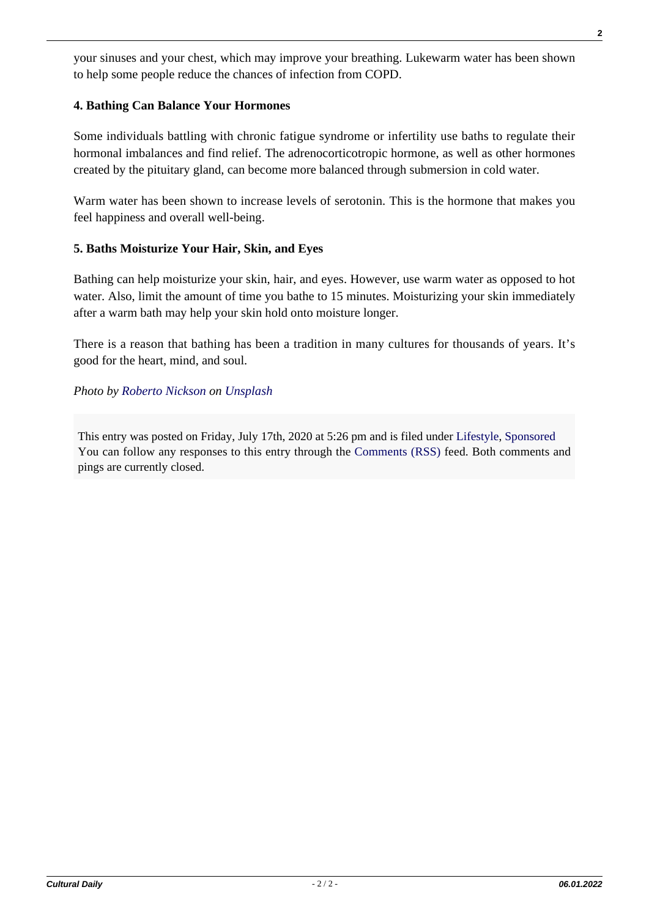your sinuses and your chest, which may improve your breathing. Lukewarm water has been shown to help some people reduce the chances of infection from COPD.

#### 4. Bathing Can Balance Your Hormones

Some individuals battling with chronic fatigue syndrome or infertility use baths to regulate their hormonal imbalances and find relief. The adrenocorticotropic hormone, as well as other hormones created by the pituitary gland, can become more balanced through submersion in cold water.

Warm water has been shown to increase levels of serotonin. This is the hormone that makes you feel happiness and overall well-being.

#### 5. Baths Moisturize Your Hair, Skin, and Eyes

Bathing can help moisturize your skin, hair, and eyes. However, use warm water as opposed to hot water. Also, limit the amount of time you bathe to 15 minutes. Moisturizing your skin immediately after a warm bath may help your skin hold onto moisture longer.

There is a reason that bathing has been a tradition in many cultures for thousands of years. It's good for the heart, mind, and soul.

*Photo by Roberto Nickson on Unsplash*

This entry was posted on Friday, July 17th, 2020 at 5:26 pm and is filed under Lifestyle, Sponsored
You can follow any responses to this entry through the Comments (RSS) feed. Both comments and pings are currently closed.